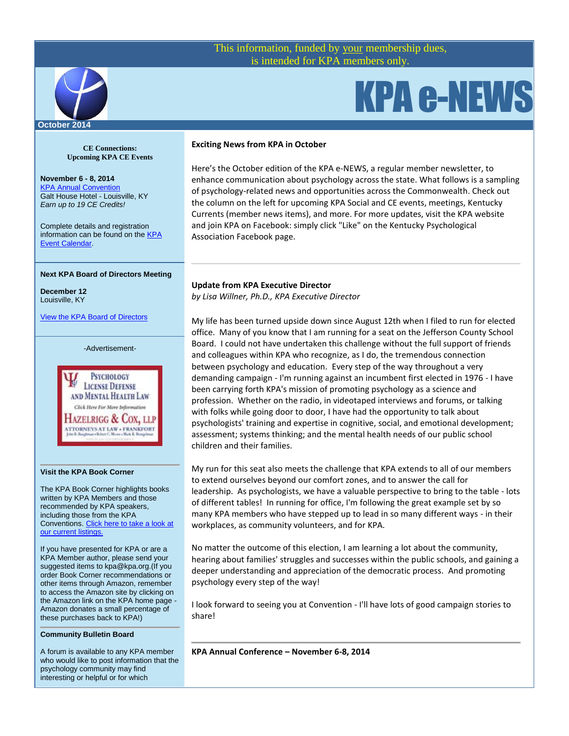This information, funded by your membership dues,
is intended for KPA members only.

# KPA e-NEWS

October 2014

**CE Connections:**
**Upcoming KPA CE Events**

**November 6 - 8, 2014**
KPA Annual Convention
Galt House Hotel - Louisville, KY
*Earn up to 19 CE Credits!*

Complete details and registration information can be found on the KPA Event Calendar.

**Next KPA Board of Directors Meeting**

**December 12**
Louisville, KY

View the KPA Board of Directors

-Advertisement-

Psychology License Defense and Mental Health Law
Click Here For More Information
Hazelrigg & Cox, LLP
Attorneys at Law • Frankfort

**Visit the KPA Book Corner**

The KPA Book Corner highlights books written by KPA Members and those recommended by KPA speakers, including those from the KPA Conventions. Click here to take a look at our current listings.

If you have presented for KPA or are a KPA Member author, please send your suggested items to kpa@kpa.org.(If you order Book Corner recommendations or other items through Amazon, remember to access the Amazon site by clicking on the Amazon link on the KPA home page - Amazon donates a small percentage of these purchases back to KPA!)

**Community Bulletin Board**

A forum is available to any KPA member who would like to post information that the psychology community may find interesting or helpful or for which

## Exciting News from KPA in October

Here's the October edition of the KPA e-NEWS, a regular member newsletter, to enhance communication about psychology across the state. What follows is a sampling of psychology-related news and opportunities across the Commonwealth. Check out the column on the left for upcoming KPA Social and CE events, meetings, Kentucky Currents (member news items), and more. For more updates, visit the KPA website and join KPA on Facebook: simply click "Like" on the Kentucky Psychological Association Facebook page.

## Update from KPA Executive Director

*by Lisa Willner, Ph.D., KPA Executive Director*

My life has been turned upside down since August 12th when I filed to run for elected office. Many of you know that I am running for a seat on the Jefferson County School Board. I could not have undertaken this challenge without the full support of friends and colleagues within KPA who recognize, as I do, the tremendous connection between psychology and education. Every step of the way throughout a very demanding campaign - I'm running against an incumbent first elected in 1976 - I have been carrying forth KPA's mission of promoting psychology as a science and profession. Whether on the radio, in videotaped interviews and forums, or talking with folks while going door to door, I have had the opportunity to talk about psychologists' training and expertise in cognitive, social, and emotional development; assessment; systems thinking; and the mental health needs of our public school children and their families.

My run for this seat also meets the challenge that KPA extends to all of our members to extend ourselves beyond our comfort zones, and to answer the call for leadership. As psychologists, we have a valuable perspective to bring to the table - lots of different tables! In running for office, I'm following the great example set by so many KPA members who have stepped up to lead in so many different ways - in their workplaces, as community volunteers, and for KPA.

No matter the outcome of this election, I am learning a lot about the community, hearing about families' struggles and successes within the public schools, and gaining a deeper understanding and appreciation of the democratic process. And promoting psychology every step of the way!

I look forward to seeing you at Convention - I'll have lots of good campaign stories to share!

## KPA Annual Conference – November 6-8, 2014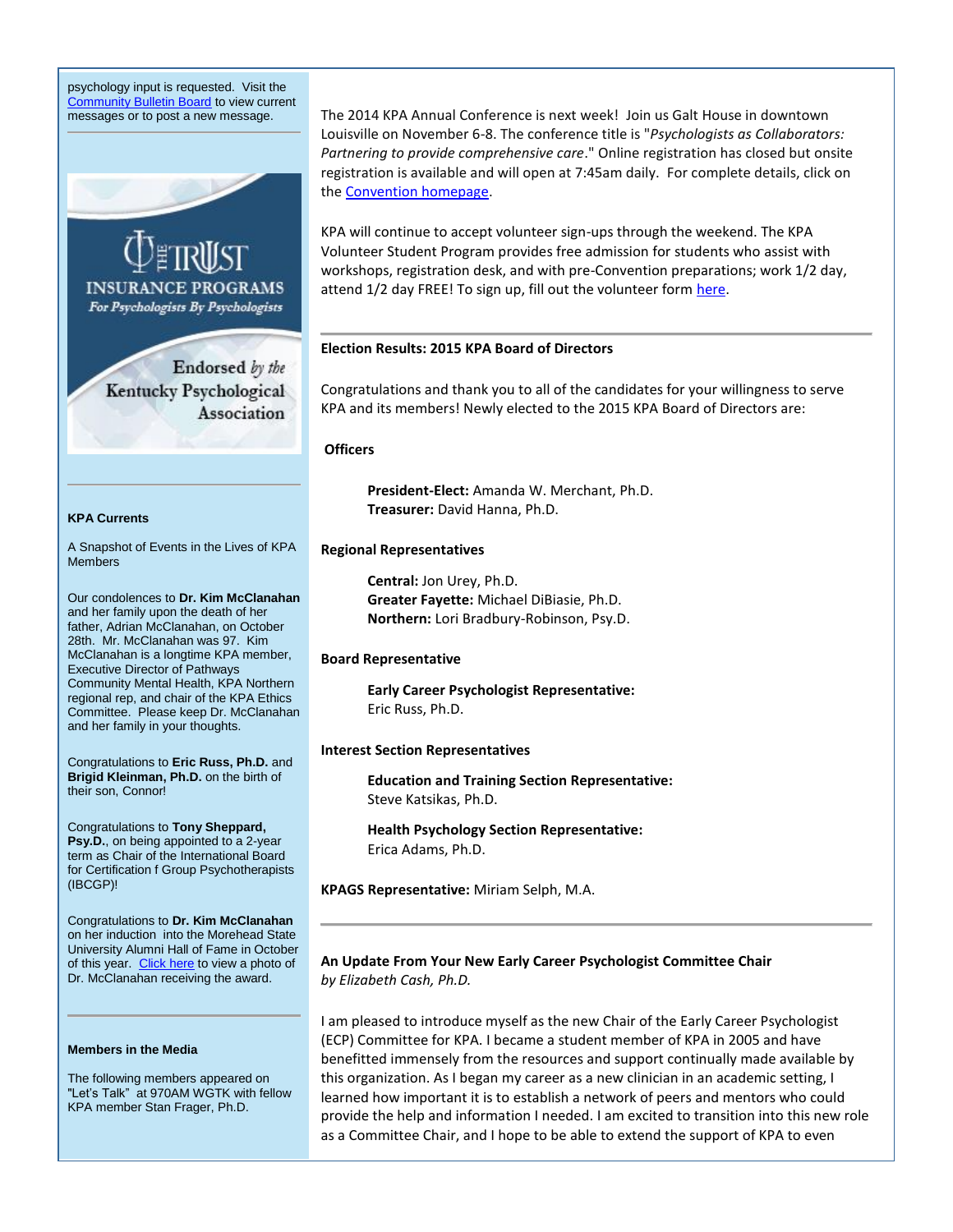psychology input is requested. Visit the [Community Bulletin Board](#) to view current messages or to post a new message.

THE TRUST INSURANCE PROGRAMS
*For Psychologists By Psychologists*

Endorsed *by the* Kentucky Psychological Association

**KPA Currents**

A Snapshot of Events in the Lives of KPA Members

Our condolences to **Dr. Kim McClanahan** and her family upon the death of her father, Adrian McClanahan, on October 28th. Mr. McClanahan was 97. Kim McClanahan is a longtime KPA member, Executive Director of Pathways Community Mental Health, KPA Northern regional rep, and chair of the KPA Ethics Committee. Please keep Dr. McClanahan and her family in your thoughts.

Congratulations to **Eric Russ, Ph.D.** and **Brigid Kleinman, Ph.D.** on the birth of their son, Connor!

Congratulations to **Tony Sheppard, Psy.D.**, on being appointed to a 2-year term as Chair of the International Board for Certification f Group Psychotherapists (IBCGP)!

Congratulations to **Dr. Kim McClanahan** on her induction into the Morehead State University Alumni Hall of Fame in October of this year. [Click here](#) to view a photo of Dr. McClanahan receiving the award.

**Members in the Media**

The following members appeared on "Let's Talk" at 970AM WGTK with fellow KPA member Stan Frager, Ph.D.

The 2014 KPA Annual Conference is next week! Join us Galt House in downtown Louisville on November 6-8. The conference title is "*Psychologists as Collaborators: Partnering to provide comprehensive care*." Online registration has closed but onsite registration is available and will open at 7:45am daily. For complete details, click on the [Convention homepage](#).

KPA will continue to accept volunteer sign-ups through the weekend. The KPA Volunteer Student Program provides free admission for students who assist with workshops, registration desk, and with pre-Convention preparations; work 1/2 day, attend 1/2 day FREE! To sign up, fill out the volunteer form [here](#).

---

**Election Results: 2015 KPA Board of Directors**

Congratulations and thank you to all of the candidates for your willingness to serve KPA and its members! Newly elected to the 2015 KPA Board of Directors are:

**Officers**

**President-Elect:** Amanda W. Merchant, Ph.D.
**Treasurer:** David Hanna, Ph.D.

**Regional Representatives**

**Central:** Jon Urey, Ph.D.
**Greater Fayette:** Michael DiBiasie, Ph.D.
**Northern:** Lori Bradbury-Robinson, Psy.D.

**Board Representative**

**Early Career Psychologist Representative:**
Eric Russ, Ph.D.

**Interest Section Representatives**

**Education and Training Section Representative:**
Steve Katsikas, Ph.D.

**Health Psychology Section Representative:**
Erica Adams, Ph.D.

**KPAGS Representative:** Miriam Selph, M.A.

---

**An Update From Your New Early Career Psychologist Committee Chair**
*by Elizabeth Cash, Ph.D.*

I am pleased to introduce myself as the new Chair of the Early Career Psychologist (ECP) Committee for KPA. I became a student member of KPA in 2005 and have benefitted immensely from the resources and support continually made available by this organization. As I began my career as a new clinician in an academic setting, I learned how important it is to establish a network of peers and mentors who could provide the help and information I needed. I am excited to transition into this new role as a Committee Chair, and I hope to be able to extend the support of KPA to even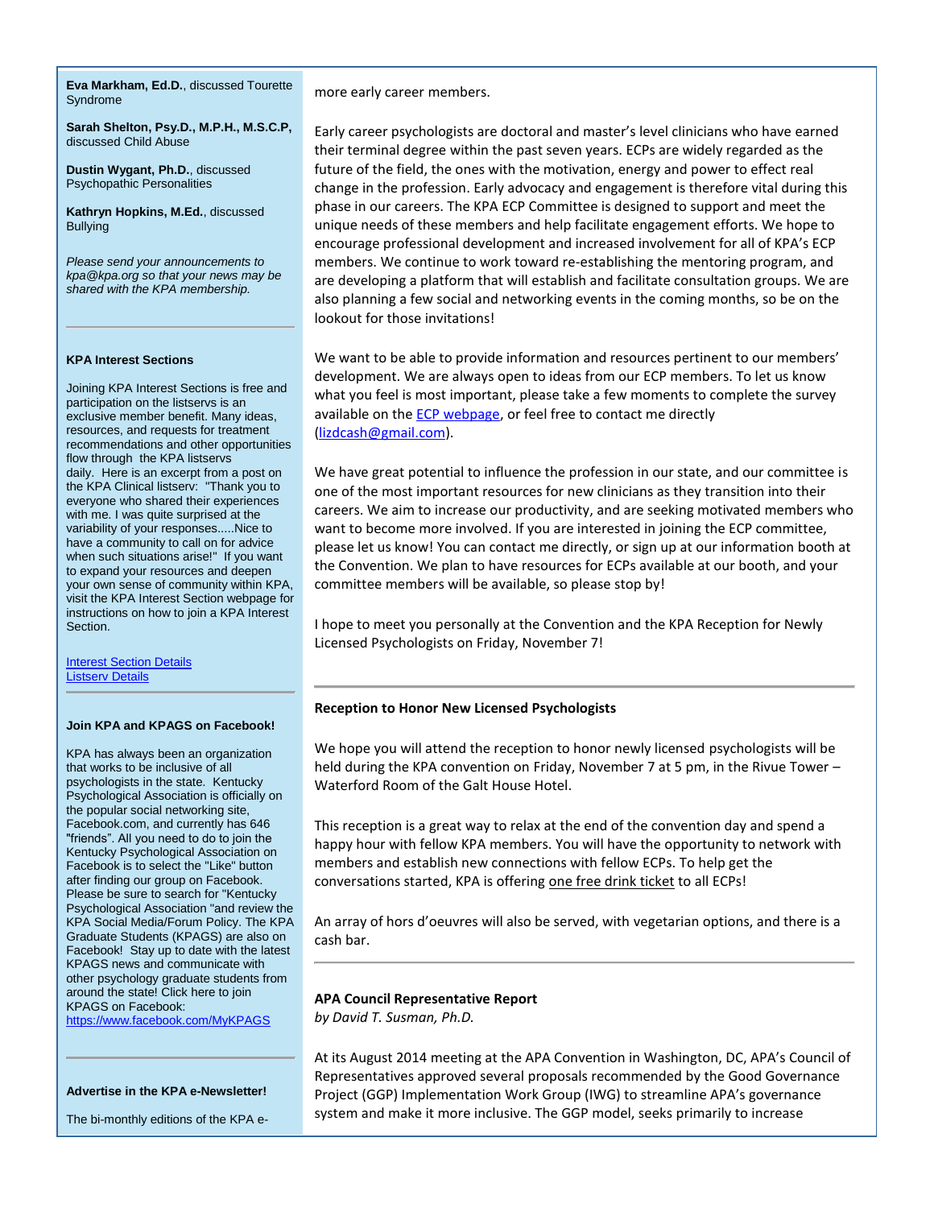**Eva Markham, Ed.D.**, discussed Tourette Syndrome

**Sarah Shelton, Psy.D., M.P.H., M.S.C.P,** discussed Child Abuse

**Dustin Wygant, Ph.D.**, discussed Psychopathic Personalities

**Kathryn Hopkins, M.Ed.**, discussed Bullying

*Please send your announcements to kpa@kpa.org so that your news may be shared with the KPA membership.*

---

**KPA Interest Sections**

Joining KPA Interest Sections is free and participation on the listservs is an exclusive member benefit. Many ideas, resources, and requests for treatment recommendations and other opportunities flow through the KPA listservs daily. Here is an excerpt from a post on the KPA Clinical listserv: "Thank you to everyone who shared their experiences with me. I was quite surprised at the variability of your responses.....Nice to have a community to call on for advice when such situations arise!" If you want to expand your resources and deepen your own sense of community within KPA, visit the KPA Interest Section webpage for instructions on how to join a KPA Interest Section.

Interest Section Details
Listserv Details

---

**Join KPA and KPAGS on Facebook!**

KPA has always been an organization that works to be inclusive of all psychologists in the state. Kentucky Psychological Association is officially on the popular social networking site, Facebook.com, and currently has 646 "friends". All you need to do to join the Kentucky Psychological Association on Facebook is to select the "Like" button after finding our group on Facebook. Please be sure to search for "Kentucky Psychological Association "and review the KPA Social Media/Forum Policy. The KPA Graduate Students (KPAGS) are also on Facebook! Stay up to date with the latest KPAGS news and communicate with other psychology graduate students from around the state! Click here to join KPAGS on Facebook: https://www.facebook.com/MyKPAGS

---

**Advertise in the KPA e-Newsletter!**

The bi-monthly editions of the KPA e-

more early career members.

Early career psychologists are doctoral and master's level clinicians who have earned their terminal degree within the past seven years. ECPs are widely regarded as the future of the field, the ones with the motivation, energy and power to effect real change in the profession. Early advocacy and engagement is therefore vital during this phase in our careers. The KPA ECP Committee is designed to support and meet the unique needs of these members and help facilitate engagement efforts. We hope to encourage professional development and increased involvement for all of KPA's ECP members. We continue to work toward re-establishing the mentoring program, and are developing a platform that will establish and facilitate consultation groups. We are also planning a few social and networking events in the coming months, so be on the lookout for those invitations!

We want to be able to provide information and resources pertinent to our members' development. We are always open to ideas from our ECP members. To let us know what you feel is most important, please take a few moments to complete the survey available on the ECP webpage, or feel free to contact me directly (lizdcash@gmail.com).

We have great potential to influence the profession in our state, and our committee is one of the most important resources for new clinicians as they transition into their careers. We aim to increase our productivity, and are seeking motivated members who want to become more involved. If you are interested in joining the ECP committee, please let us know! You can contact me directly, or sign up at our information booth at the Convention. We plan to have resources for ECPs available at our booth, and your committee members will be available, so please stop by!

I hope to meet you personally at the Convention and the KPA Reception for Newly Licensed Psychologists on Friday, November 7!

---

**Reception to Honor New Licensed Psychologists**

We hope you will attend the reception to honor newly licensed psychologists will be held during the KPA convention on Friday, November 7 at 5 pm, in the Rivue Tower – Waterford Room of the Galt House Hotel.

This reception is a great way to relax at the end of the convention day and spend a happy hour with fellow KPA members. You will have the opportunity to network with members and establish new connections with fellow ECPs. To help get the conversations started, KPA is offering one free drink ticket to all ECPs!

An array of hors d'oeuvres will also be served, with vegetarian options, and there is a cash bar.

---

**APA Council Representative Report**
*by David T. Susman, Ph.D.*

At its August 2014 meeting at the APA Convention in Washington, DC, APA's Council of Representatives approved several proposals recommended by the Good Governance Project (GGP) Implementation Work Group (IWG) to streamline APA's governance system and make it more inclusive. The GGP model, seeks primarily to increase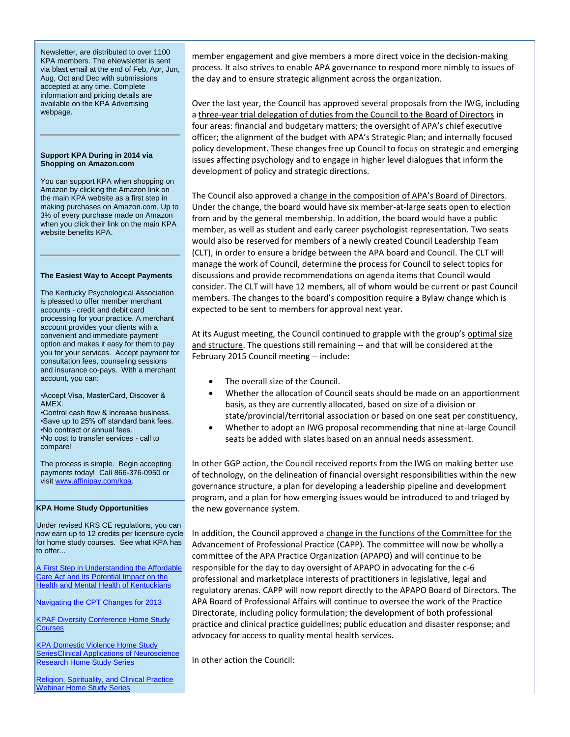Newsletter, are distributed to over 1100 KPA members. The eNewsletter is sent via blast email at the end of Feb, Apr, Jun, Aug, Oct and Dec with submissions accepted at any time. Complete information and pricing details are available on the KPA Advertising webpage.

**Support KPA During in 2014 via Shopping on Amazon.com**

You can support KPA when shopping on Amazon by clicking the Amazon link on the main KPA website as a first step in making purchases on Amazon.com. Up to 3% of every purchase made on Amazon when you click their link on the main KPA website benefits KPA.

**The Easiest Way to Accept Payments**

The Kentucky Psychological Association is pleased to offer member merchant accounts - credit and debit card processing for your practice. A merchant account provides your clients with a convenient and immediate payment option and makes it easy for them to pay you for your services. Accept payment for consultation fees, counseling sessions and insurance co-pays. With a merchant account, you can:

•Accept Visa, MasterCard, Discover & AMEX.
•Control cash flow & increase business.
•Save up to 25% off standard bank fees.
•No contract or annual fees.
•No cost to transfer services - call to compare!

The process is simple. Begin accepting payments today! Call 866-376-0950 or visit www.affinipay.com/kpa.

**KPA Home Study Opportunities**

Under revised KRS CE regulations, you can now earn up to 12 credits per licensure cycle for home study courses. See what KPA has to offer...

A First Step in Understanding the Affordable Care Act and Its Potential Impact on the Health and Mental Health of Kentuckians

Navigating the CPT Changes for 2013

KPAF Diversity Conference Home Study Courses

KPA Domestic Violence Home Study SeriesClinical Applications of Neuroscience Research Home Study Series

Religion, Spirituality, and Clinical Practice Webinar Home Study Series

member engagement and give members a more direct voice in the decision-making process. It also strives to enable APA governance to respond more nimbly to issues of the day and to ensure strategic alignment across the organization.

Over the last year, the Council has approved several proposals from the IWG, including a three-year trial delegation of duties from the Council to the Board of Directors in four areas: financial and budgetary matters; the oversight of APA's chief executive officer; the alignment of the budget with APA's Strategic Plan; and internally focused policy development. These changes free up Council to focus on strategic and emerging issues affecting psychology and to engage in higher level dialogues that inform the development of policy and strategic directions.

The Council also approved a change in the composition of APA's Board of Directors. Under the change, the board would have six member-at-large seats open to election from and by the general membership. In addition, the board would have a public member, as well as student and early career psychologist representation. Two seats would also be reserved for members of a newly created Council Leadership Team (CLT), in order to ensure a bridge between the APA board and Council. The CLT will manage the work of Council, determine the process for Council to select topics for discussions and provide recommendations on agenda items that Council would consider. The CLT will have 12 members, all of whom would be current or past Council members. The changes to the board's composition require a Bylaw change which is expected to be sent to members for approval next year.

At its August meeting, the Council continued to grapple with the group's optimal size and structure. The questions still remaining -- and that will be considered at the February 2015 Council meeting -- include:

- The overall size of the Council.
- Whether the allocation of Council seats should be made on an apportionment basis, as they are currently allocated, based on size of a division or state/provincial/territorial association or based on one seat per constituency,
- Whether to adopt an IWG proposal recommending that nine at-large Council seats be added with slates based on an annual needs assessment.

In other GGP action, the Council received reports from the IWG on making better use of technology, on the delineation of financial oversight responsibilities within the new governance structure, a plan for developing a leadership pipeline and development program, and a plan for how emerging issues would be introduced to and triaged by the new governance system.

In addition, the Council approved a change in the functions of the Committee for the Advancement of Professional Practice (CAPP). The committee will now be wholly a committee of the APA Practice Organization (APAPO) and will continue to be responsible for the day to day oversight of APAPO in advocating for the c-6 professional and marketplace interests of practitioners in legislative, legal and regulatory arenas. CAPP will now report directly to the APAPO Board of Directors. The APA Board of Professional Affairs will continue to oversee the work of the Practice Directorate, including policy formulation; the development of both professional practice and clinical practice guidelines; public education and disaster response; and advocacy for access to quality mental health services.

In other action the Council: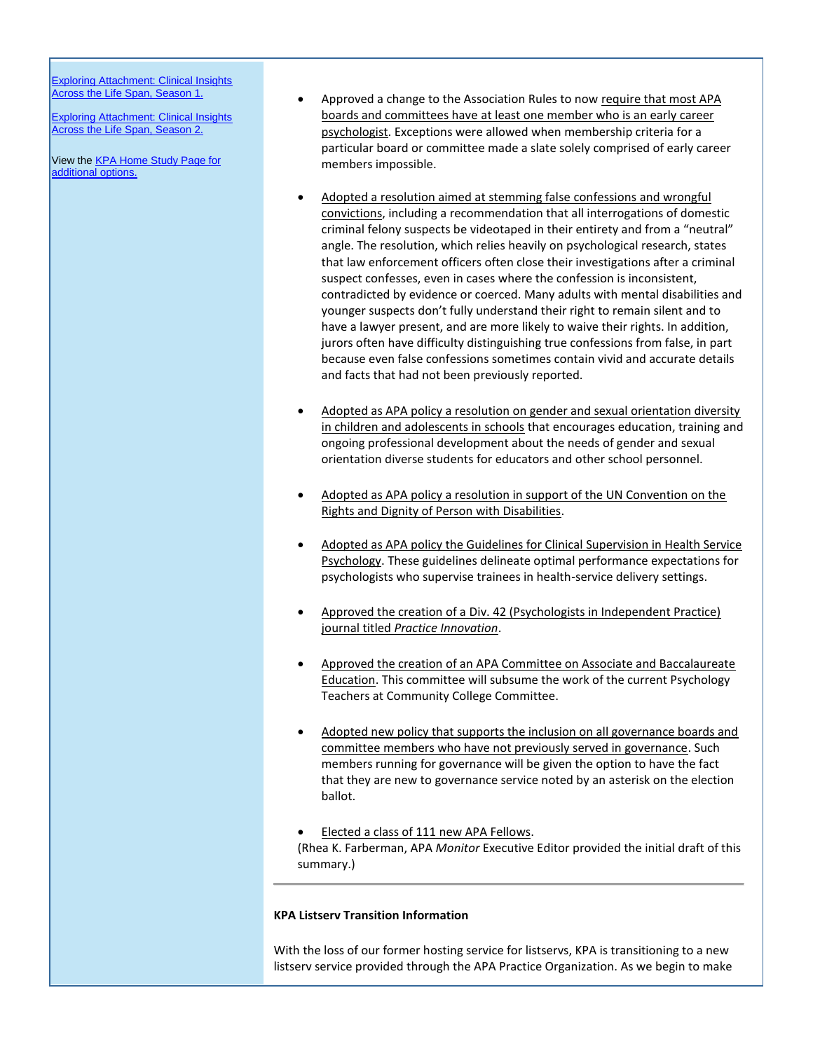[Exploring Attachment: Clinical Insights Across the Life Span, Season 1.]

[Exploring Attachment: Clinical Insights Across the Life Span, Season 2.]

View the [KPA Home Study Page for additional options.]

- Approved a change to the Association Rules to now require that most APA boards and committees have at least one member who is an early career psychologist. Exceptions were allowed when membership criteria for a particular board or committee made a slate solely comprised of early career members impossible.

- Adopted a resolution aimed at stemming false confessions and wrongful convictions, including a recommendation that all interrogations of domestic criminal felony suspects be videotaped in their entirety and from a "neutral" angle. The resolution, which relies heavily on psychological research, states that law enforcement officers often close their investigations after a criminal suspect confesses, even in cases where the confession is inconsistent, contradicted by evidence or coerced. Many adults with mental disabilities and younger suspects don't fully understand their right to remain silent and to have a lawyer present, and are more likely to waive their rights. In addition, jurors often have difficulty distinguishing true confessions from false, in part because even false confessions sometimes contain vivid and accurate details and facts that had not been previously reported.

- Adopted as APA policy a resolution on gender and sexual orientation diversity in children and adolescents in schools that encourages education, training and ongoing professional development about the needs of gender and sexual orientation diverse students for educators and other school personnel.

- Adopted as APA policy a resolution in support of the UN Convention on the Rights and Dignity of Person with Disabilities.

- Adopted as APA policy the Guidelines for Clinical Supervision in Health Service Psychology. These guidelines delineate optimal performance expectations for psychologists who supervise trainees in health-service delivery settings.

- Approved the creation of a Div. 42 (Psychologists in Independent Practice) journal titled *Practice Innovation*.

- Approved the creation of an APA Committee on Associate and Baccalaureate Education. This committee will subsume the work of the current Psychology Teachers at Community College Committee.

- Adopted new policy that supports the inclusion on all governance boards and committee members who have not previously served in governance. Such members running for governance will be given the option to have the fact that they are new to governance service noted by an asterisk on the election ballot.

- Elected a class of 111 new APA Fellows.

(Rhea K. Farberman, APA *Monitor* Executive Editor provided the initial draft of this summary.)

---

**KPA Listserv Transition Information**

With the loss of our former hosting service for listservs, KPA is transitioning to a new listserv service provided through the APA Practice Organization. As we begin to make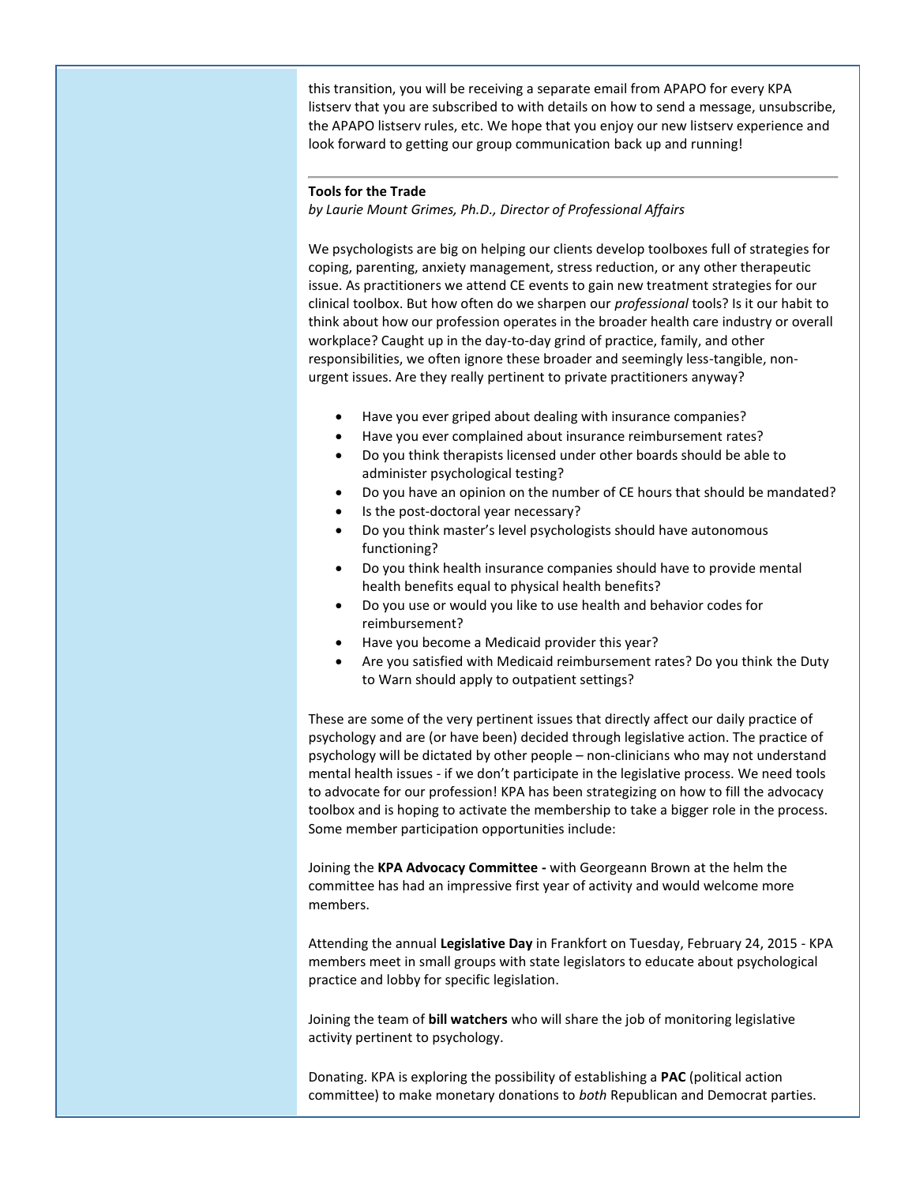this transition, you will be receiving a separate email from APAPO for every KPA listserv that you are subscribed to with details on how to send a message, unsubscribe, the APAPO listserv rules, etc. We hope that you enjoy our new listserv experience and look forward to getting our group communication back up and running!

---

**Tools for the Trade**

*by Laurie Mount Grimes, Ph.D., Director of Professional Affairs*

We psychologists are big on helping our clients develop toolboxes full of strategies for coping, parenting, anxiety management, stress reduction, or any other therapeutic issue. As practitioners we attend CE events to gain new treatment strategies for our clinical toolbox. But how often do we sharpen our *professional* tools? Is it our habit to think about how our profession operates in the broader health care industry or overall workplace? Caught up in the day-to-day grind of practice, family, and other responsibilities, we often ignore these broader and seemingly less-tangible, non-urgent issues. Are they really pertinent to private practitioners anyway?

- Have you ever griped about dealing with insurance companies?
- Have you ever complained about insurance reimbursement rates?
- Do you think therapists licensed under other boards should be able to administer psychological testing?
- Do you have an opinion on the number of CE hours that should be mandated?
- Is the post-doctoral year necessary?
- Do you think master's level psychologists should have autonomous functioning?
- Do you think health insurance companies should have to provide mental health benefits equal to physical health benefits?
- Do you use or would you like to use health and behavior codes for reimbursement?
- Have you become a Medicaid provider this year?
- Are you satisfied with Medicaid reimbursement rates? Do you think the Duty to Warn should apply to outpatient settings?

These are some of the very pertinent issues that directly affect our daily practice of psychology and are (or have been) decided through legislative action. The practice of psychology will be dictated by other people – non-clinicians who may not understand mental health issues - if we don't participate in the legislative process. We need tools to advocate for our profession! KPA has been strategizing on how to fill the advocacy toolbox and is hoping to activate the membership to take a bigger role in the process. Some member participation opportunities include:

Joining the **KPA Advocacy Committee -** with Georgeann Brown at the helm the committee has had an impressive first year of activity and would welcome more members.

Attending the annual **Legislative Day** in Frankfort on Tuesday, February 24, 2015 - KPA members meet in small groups with state legislators to educate about psychological practice and lobby for specific legislation.

Joining the team of **bill watchers** who will share the job of monitoring legislative activity pertinent to psychology.

Donating. KPA is exploring the possibility of establishing a **PAC** (political action committee) to make monetary donations to *both* Republican and Democrat parties.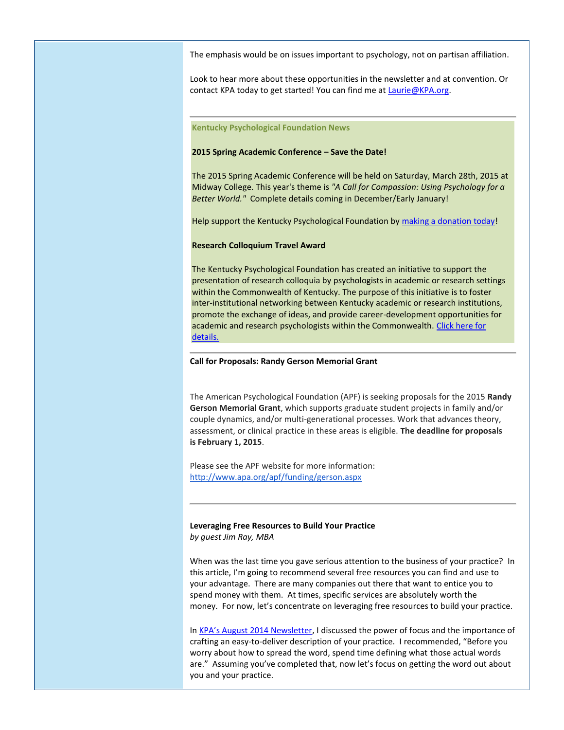The emphasis would be on issues important to psychology, not on partisan affiliation.

Look to hear more about these opportunities in the newsletter and at convention. Or contact KPA today to get started! You can find me at Laurie@KPA.org.

---

## Kentucky Psychological Foundation News

**2015 Spring Academic Conference – Save the Date!**

The 2015 Spring Academic Conference will be held on Saturday, March 28th, 2015 at Midway College. This year's theme is *"A Call for Compassion: Using Psychology for a Better World."* Complete details coming in December/Early January!

Help support the Kentucky Psychological Foundation by making a donation today!

**Research Colloquium Travel Award**

The Kentucky Psychological Foundation has created an initiative to support the presentation of research colloquia by psychologists in academic or research settings within the Commonwealth of Kentucky. The purpose of this initiative is to foster inter-institutional networking between Kentucky academic or research institutions, promote the exchange of ideas, and provide career-development opportunities for academic and research psychologists within the Commonwealth. Click here for details.

---

**Call for Proposals: Randy Gerson Memorial Grant**

The American Psychological Foundation (APF) is seeking proposals for the 2015 **Randy Gerson Memorial Grant**, which supports graduate student projects in family and/or couple dynamics, and/or multi-generational processes. Work that advances theory, assessment, or clinical practice in these areas is eligible. **The deadline for proposals is February 1, 2015**.

Please see the APF website for more information: http://www.apa.org/apf/funding/gerson.aspx

---

**Leveraging Free Resources to Build Your Practice**
*by guest Jim Ray, MBA*

When was the last time you gave serious attention to the business of your practice? In this article, I'm going to recommend several free resources you can find and use to your advantage. There are many companies out there that want to entice you to spend money with them. At times, specific services are absolutely worth the money. For now, let's concentrate on leveraging free resources to build your practice.

In KPA's August 2014 Newsletter, I discussed the power of focus and the importance of crafting an easy-to-deliver description of your practice. I recommended, "Before you worry about how to spread the word, spend time defining what those actual words are." Assuming you've completed that, now let's focus on getting the word out about you and your practice.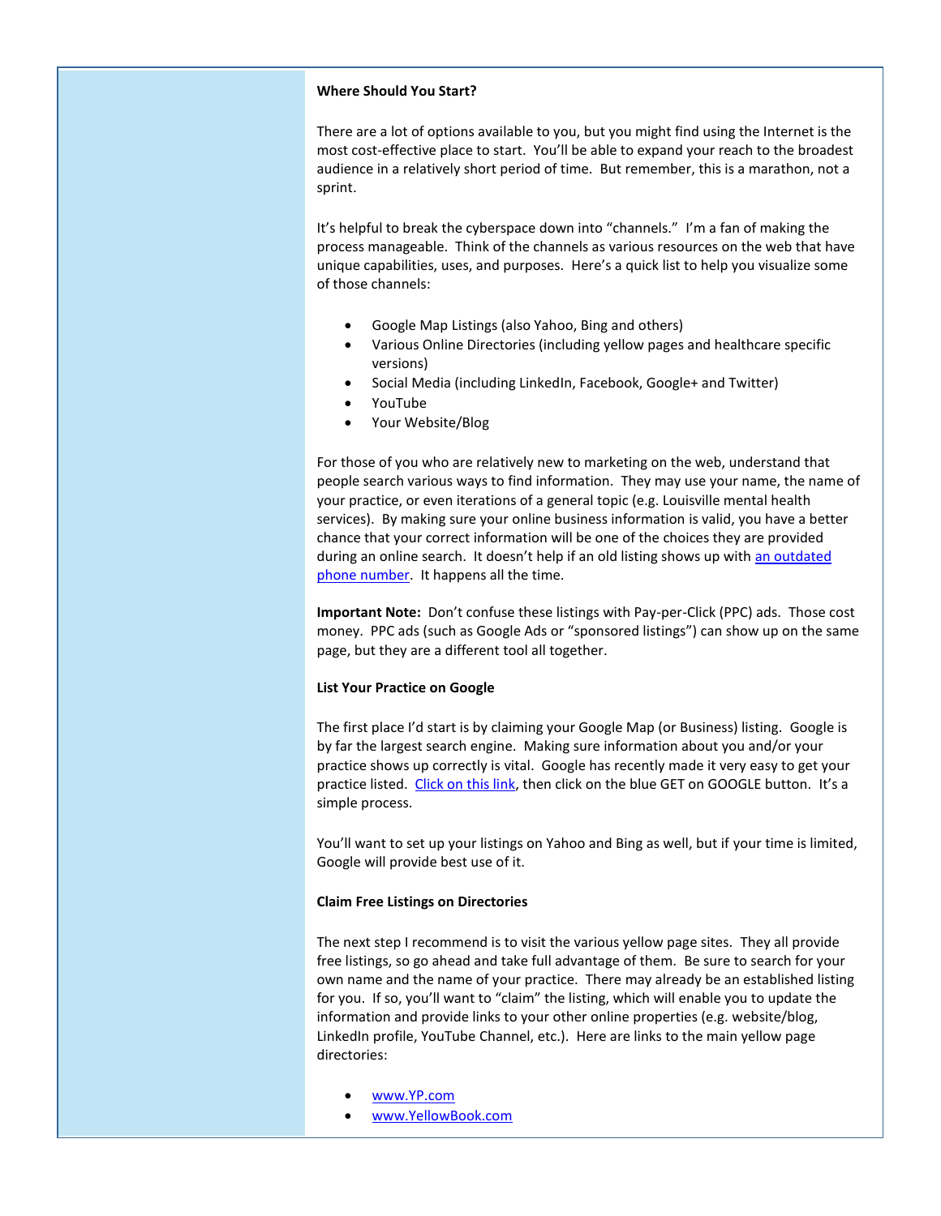**Where Should You Start?**

There are a lot of options available to you, but you might find using the Internet is the most cost-effective place to start. You'll be able to expand your reach to the broadest audience in a relatively short period of time. But remember, this is a marathon, not a sprint.

It's helpful to break the cyberspace down into "channels." I'm a fan of making the process manageable. Think of the channels as various resources on the web that have unique capabilities, uses, and purposes. Here's a quick list to help you visualize some of those channels:

- Google Map Listings (also Yahoo, Bing and others)
- Various Online Directories (including yellow pages and healthcare specific versions)
- Social Media (including LinkedIn, Facebook, Google+ and Twitter)
- YouTube
- Your Website/Blog

For those of you who are relatively new to marketing on the web, understand that people search various ways to find information. They may use your name, the name of your practice, or even iterations of a general topic (e.g. Louisville mental health services). By making sure your online business information is valid, you have a better chance that your correct information will be one of the choices they are provided during an online search. It doesn't help if an old listing shows up with an outdated phone number. It happens all the time.

**Important Note:** Don't confuse these listings with Pay-per-Click (PPC) ads. Those cost money. PPC ads (such as Google Ads or "sponsored listings") can show up on the same page, but they are a different tool all together.

**List Your Practice on Google**

The first place I'd start is by claiming your Google Map (or Business) listing. Google is by far the largest search engine. Making sure information about you and/or your practice shows up correctly is vital. Google has recently made it very easy to get your practice listed. Click on this link, then click on the blue GET on GOOGLE button. It's a simple process.

You'll want to set up your listings on Yahoo and Bing as well, but if your time is limited, Google will provide best use of it.

**Claim Free Listings on Directories**

The next step I recommend is to visit the various yellow page sites. They all provide free listings, so go ahead and take full advantage of them. Be sure to search for your own name and the name of your practice. There may already be an established listing for you. If so, you'll want to "claim" the listing, which will enable you to update the information and provide links to your other online properties (e.g. website/blog, LinkedIn profile, YouTube Channel, etc.). Here are links to the main yellow page directories:

- www.YP.com
- www.YellowBook.com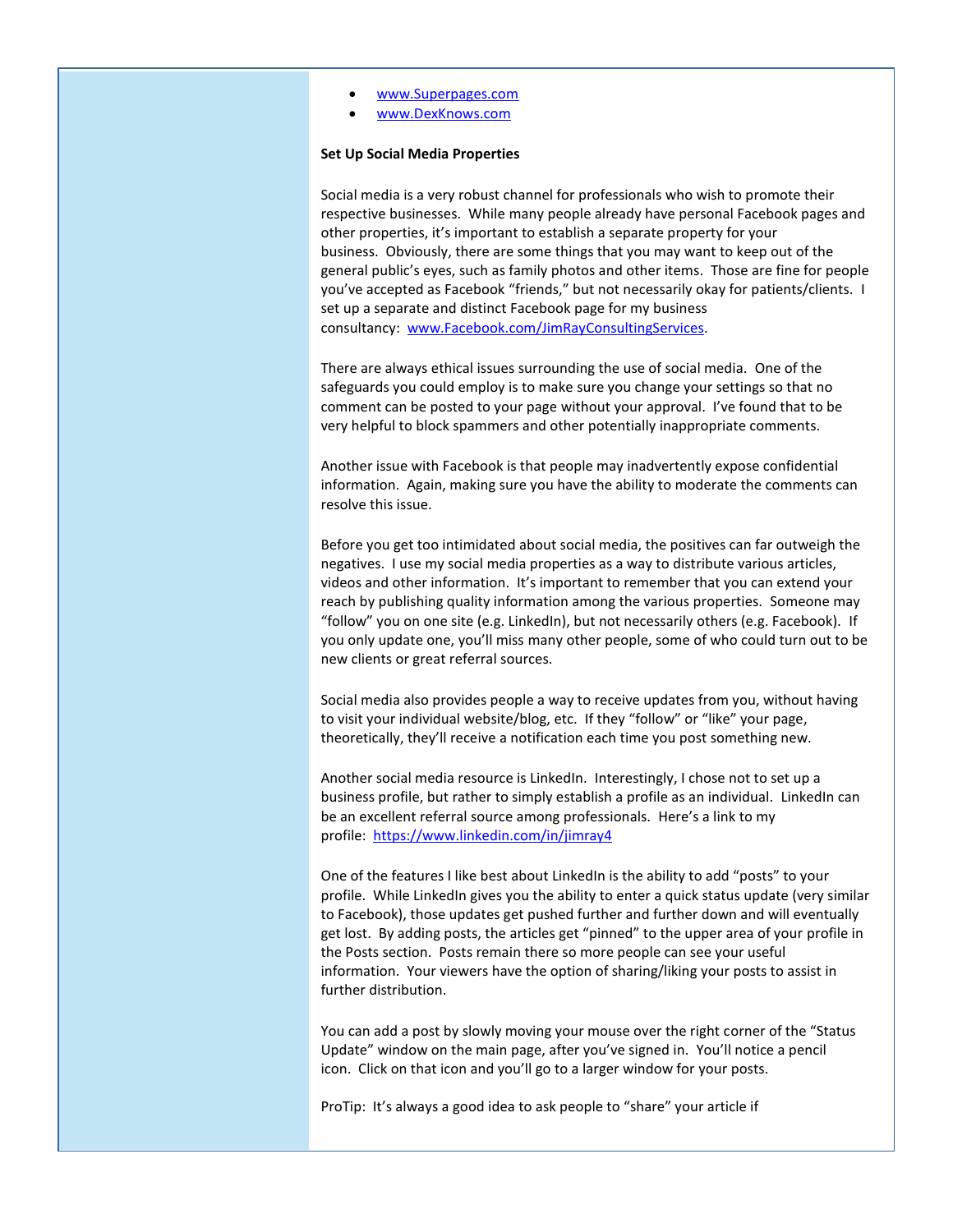- [www.Superpages.com](www.Superpages.com)
- [www.DexKnows.com](www.DexKnows.com)

**Set Up Social Media Properties**

Social media is a very robust channel for professionals who wish to promote their respective businesses. While many people already have personal Facebook pages and other properties, it's important to establish a separate property for your business. Obviously, there are some things that you may want to keep out of the general public's eyes, such as family photos and other items. Those are fine for people you've accepted as Facebook "friends," but not necessarily okay for patients/clients. I set up a separate and distinct Facebook page for my business consultancy: [www.Facebook.com/JimRayConsultingServices](www.Facebook.com/JimRayConsultingServices).

There are always ethical issues surrounding the use of social media. One of the safeguards you could employ is to make sure you change your settings so that no comment can be posted to your page without your approval. I've found that to be very helpful to block spammers and other potentially inappropriate comments.

Another issue with Facebook is that people may inadvertently expose confidential information. Again, making sure you have the ability to moderate the comments can resolve this issue.

Before you get too intimidated about social media, the positives can far outweigh the negatives. I use my social media properties as a way to distribute various articles, videos and other information. It's important to remember that you can extend your reach by publishing quality information among the various properties. Someone may "follow" you on one site (e.g. LinkedIn), but not necessarily others (e.g. Facebook). If you only update one, you'll miss many other people, some of who could turn out to be new clients or great referral sources.

Social media also provides people a way to receive updates from you, without having to visit your individual website/blog, etc. If they "follow" or "like" your page, theoretically, they'll receive a notification each time you post something new.

Another social media resource is LinkedIn. Interestingly, I chose not to set up a business profile, but rather to simply establish a profile as an individual. LinkedIn can be an excellent referral source among professionals. Here's a link to my profile: [https://www.linkedin.com/in/jimray4](https://www.linkedin.com/in/jimray4)

One of the features I like best about LinkedIn is the ability to add "posts" to your profile. While LinkedIn gives you the ability to enter a quick status update (very similar to Facebook), those updates get pushed further and further down and will eventually get lost. By adding posts, the articles get "pinned" to the upper area of your profile in the Posts section. Posts remain there so more people can see your useful information. Your viewers have the option of sharing/liking your posts to assist in further distribution.

You can add a post by slowly moving your mouse over the right corner of the "Status Update" window on the main page, after you've signed in. You'll notice a pencil icon. Click on that icon and you'll go to a larger window for your posts.

ProTip: It's always a good idea to ask people to "share" your article if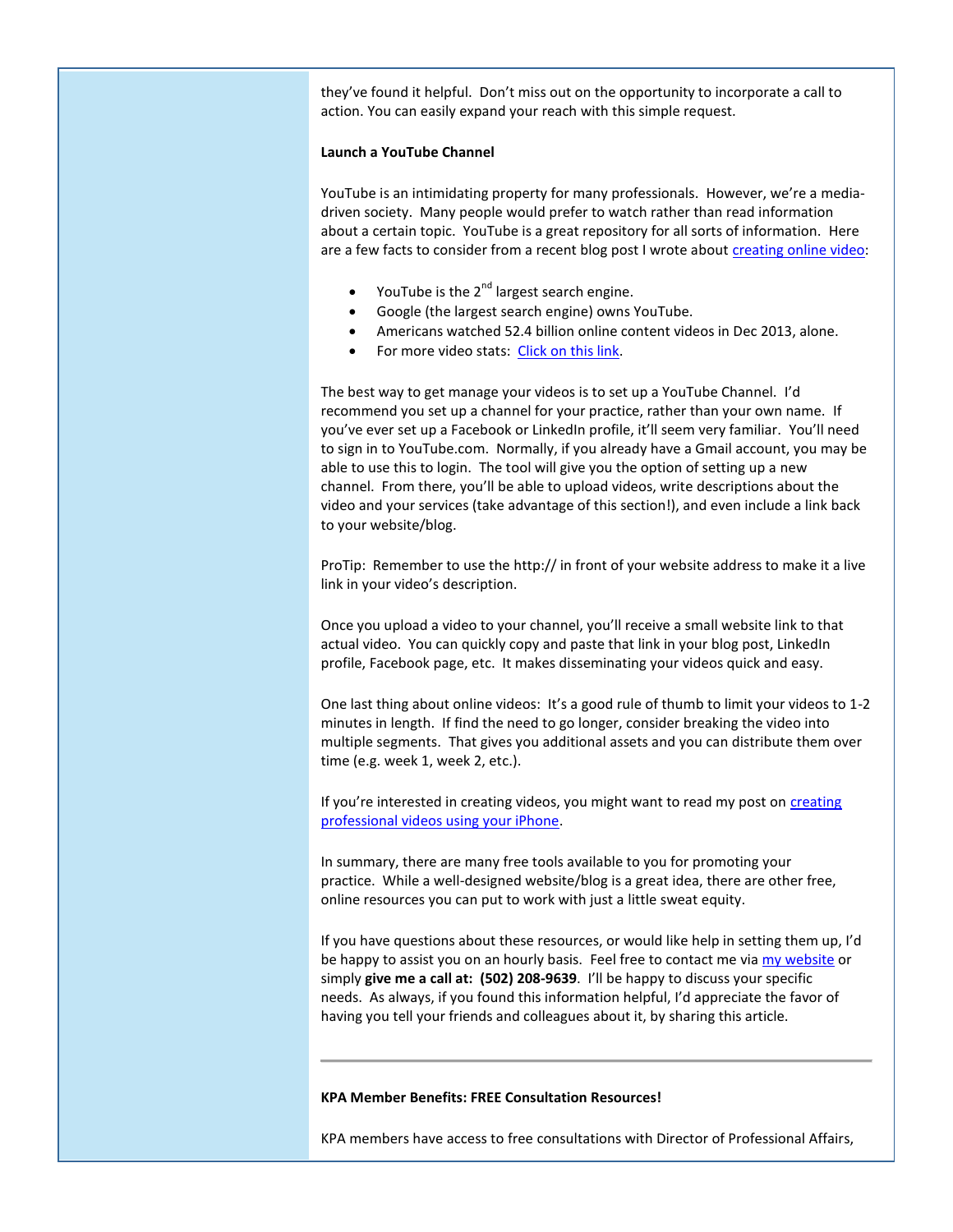they've found it helpful. Don't miss out on the opportunity to incorporate a call to action. You can easily expand your reach with this simple request.

**Launch a YouTube Channel**

YouTube is an intimidating property for many professionals. However, we're a media-driven society. Many people would prefer to watch rather than read information about a certain topic. YouTube is a great repository for all sorts of information. Here are a few facts to consider from a recent blog post I wrote about [creating online video](#):

- YouTube is the 2nd largest search engine.
- Google (the largest search engine) owns YouTube.
- Americans watched 52.4 billion online content videos in Dec 2013, alone.
- For more video stats: [Click on this link](#).

The best way to get manage your videos is to set up a YouTube Channel. I'd recommend you set up a channel for your practice, rather than your own name. If you've ever set up a Facebook or LinkedIn profile, it'll seem very familiar. You'll need to sign in to YouTube.com. Normally, if you already have a Gmail account, you may be able to use this to login. The tool will give you the option of setting up a new channel. From there, you'll be able to upload videos, write descriptions about the video and your services (take advantage of this section!), and even include a link back to your website/blog.

ProTip: Remember to use the http:// in front of your website address to make it a live link in your video's description.

Once you upload a video to your channel, you'll receive a small website link to that actual video. You can quickly copy and paste that link in your blog post, LinkedIn profile, Facebook page, etc. It makes disseminating your videos quick and easy.

One last thing about online videos: It's a good rule of thumb to limit your videos to 1-2 minutes in length. If find the need to go longer, consider breaking the video into multiple segments. That gives you additional assets and you can distribute them over time (e.g. week 1, week 2, etc.).

If you're interested in creating videos, you might want to read my post on [creating professional videos using your iPhone](#).

In summary, there are many free tools available to you for promoting your practice. While a well-designed website/blog is a great idea, there are other free, online resources you can put to work with just a little sweat equity.

If you have questions about these resources, or would like help in setting them up, I'd be happy to assist you on an hourly basis. Feel free to contact me via [my website](#) or simply **give me a call at: (502) 208-9639**. I'll be happy to discuss your specific needs. As always, if you found this information helpful, I'd appreciate the favor of having you tell your friends and colleagues about it, by sharing this article.

---

**KPA Member Benefits: FREE Consultation Resources!**

KPA members have access to free consultations with Director of Professional Affairs,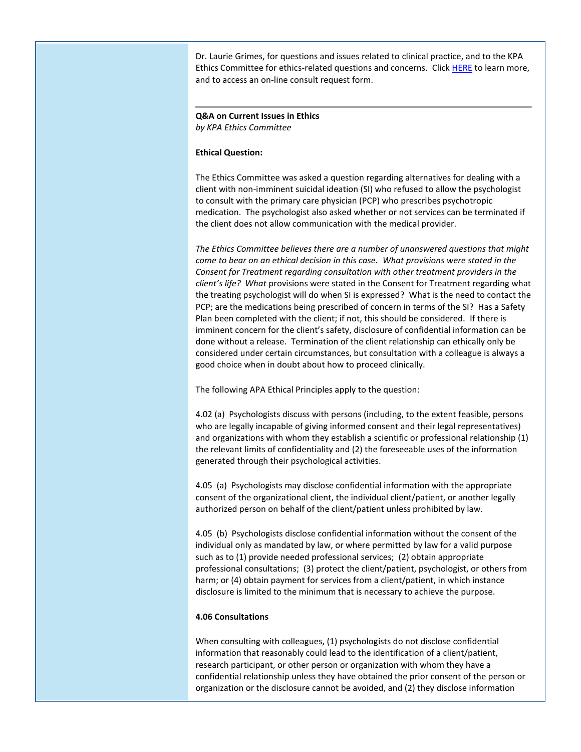Dr. Laurie Grimes, for questions and issues related to clinical practice, and to the KPA Ethics Committee for ethics-related questions and concerns. Click HERE to learn more, and to access an on-line consult request form.

---

**Q&A on Current Issues in Ethics**
*by KPA Ethics Committee*

**Ethical Question:**

The Ethics Committee was asked a question regarding alternatives for dealing with a client with non-imminent suicidal ideation (SI) who refused to allow the psychologist to consult with the primary care physician (PCP) who prescribes psychotropic medication. The psychologist also asked whether or not services can be terminated if the client does not allow communication with the medical provider.

*The Ethics Committee believes there are a number of unanswered questions that might come to bear on an ethical decision in this case. What provisions were stated in the Consent for Treatment regarding consultation with other treatment providers in the client's life? What* provisions were stated in the Consent for Treatment regarding what the treating psychologist will do when SI is expressed? What is the need to contact the PCP; are the medications being prescribed of concern in terms of the SI? Has a Safety Plan been completed with the client; if not, this should be considered. If there is imminent concern for the client's safety, disclosure of confidential information can be done without a release. Termination of the client relationship can ethically only be considered under certain circumstances, but consultation with a colleague is always a good choice when in doubt about how to proceed clinically.

The following APA Ethical Principles apply to the question:

4.02 (a) Psychologists discuss with persons (including, to the extent feasible, persons who are legally incapable of giving informed consent and their legal representatives) and organizations with whom they establish a scientific or professional relationship (1) the relevant limits of confidentiality and (2) the foreseeable uses of the information generated through their psychological activities.

4.05 (a) Psychologists may disclose confidential information with the appropriate consent of the organizational client, the individual client/patient, or another legally authorized person on behalf of the client/patient unless prohibited by law.

4.05 (b) Psychologists disclose confidential information without the consent of the individual only as mandated by law, or where permitted by law for a valid purpose such as to (1) provide needed professional services; (2) obtain appropriate professional consultations; (3) protect the client/patient, psychologist, or others from harm; or (4) obtain payment for services from a client/patient, in which instance disclosure is limited to the minimum that is necessary to achieve the purpose.

**4.06 Consultations**

When consulting with colleagues, (1) psychologists do not disclose confidential information that reasonably could lead to the identification of a client/patient, research participant, or other person or organization with whom they have a confidential relationship unless they have obtained the prior consent of the person or organization or the disclosure cannot be avoided, and (2) they disclose information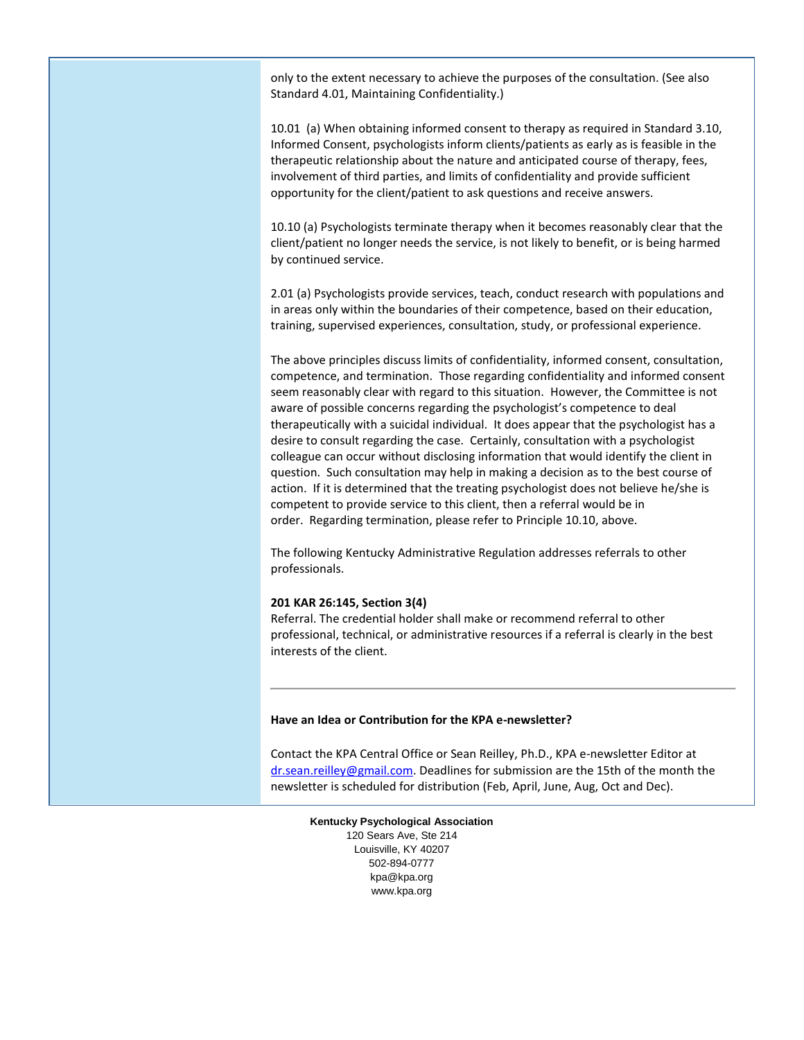only to the extent necessary to achieve the purposes of the consultation. (See also Standard 4.01, Maintaining Confidentiality.)

10.01 (a) When obtaining informed consent to therapy as required in Standard 3.10, Informed Consent, psychologists inform clients/patients as early as is feasible in the therapeutic relationship about the nature and anticipated course of therapy, fees, involvement of third parties, and limits of confidentiality and provide sufficient opportunity for the client/patient to ask questions and receive answers.

10.10 (a) Psychologists terminate therapy when it becomes reasonably clear that the client/patient no longer needs the service, is not likely to benefit, or is being harmed by continued service.

2.01 (a) Psychologists provide services, teach, conduct research with populations and in areas only within the boundaries of their competence, based on their education, training, supervised experiences, consultation, study, or professional experience.

The above principles discuss limits of confidentiality, informed consent, consultation, competence, and termination. Those regarding confidentiality and informed consent seem reasonably clear with regard to this situation. However, the Committee is not aware of possible concerns regarding the psychologist's competence to deal therapeutically with a suicidal individual. It does appear that the psychologist has a desire to consult regarding the case. Certainly, consultation with a psychologist colleague can occur without disclosing information that would identify the client in question. Such consultation may help in making a decision as to the best course of action. If it is determined that the treating psychologist does not believe he/she is competent to provide service to this client, then a referral would be in order. Regarding termination, please refer to Principle 10.10, above.

The following Kentucky Administrative Regulation addresses referrals to other professionals.

**201 KAR 26:145, Section 3(4)**
Referral. The credential holder shall make or recommend referral to other professional, technical, or administrative resources if a referral is clearly in the best interests of the client.

---

**Have an Idea or Contribution for the KPA e-newsletter?**

Contact the KPA Central Office or Sean Reilley, Ph.D., KPA e-newsletter Editor at dr.sean.reilley@gmail.com. Deadlines for submission are the 15th of the month the newsletter is scheduled for distribution (Feb, April, June, Aug, Oct and Dec).

**Kentucky Psychological Association**
120 Sears Ave, Ste 214
Louisville, KY 40207
502-894-0777
kpa@kpa.org
www.kpa.org